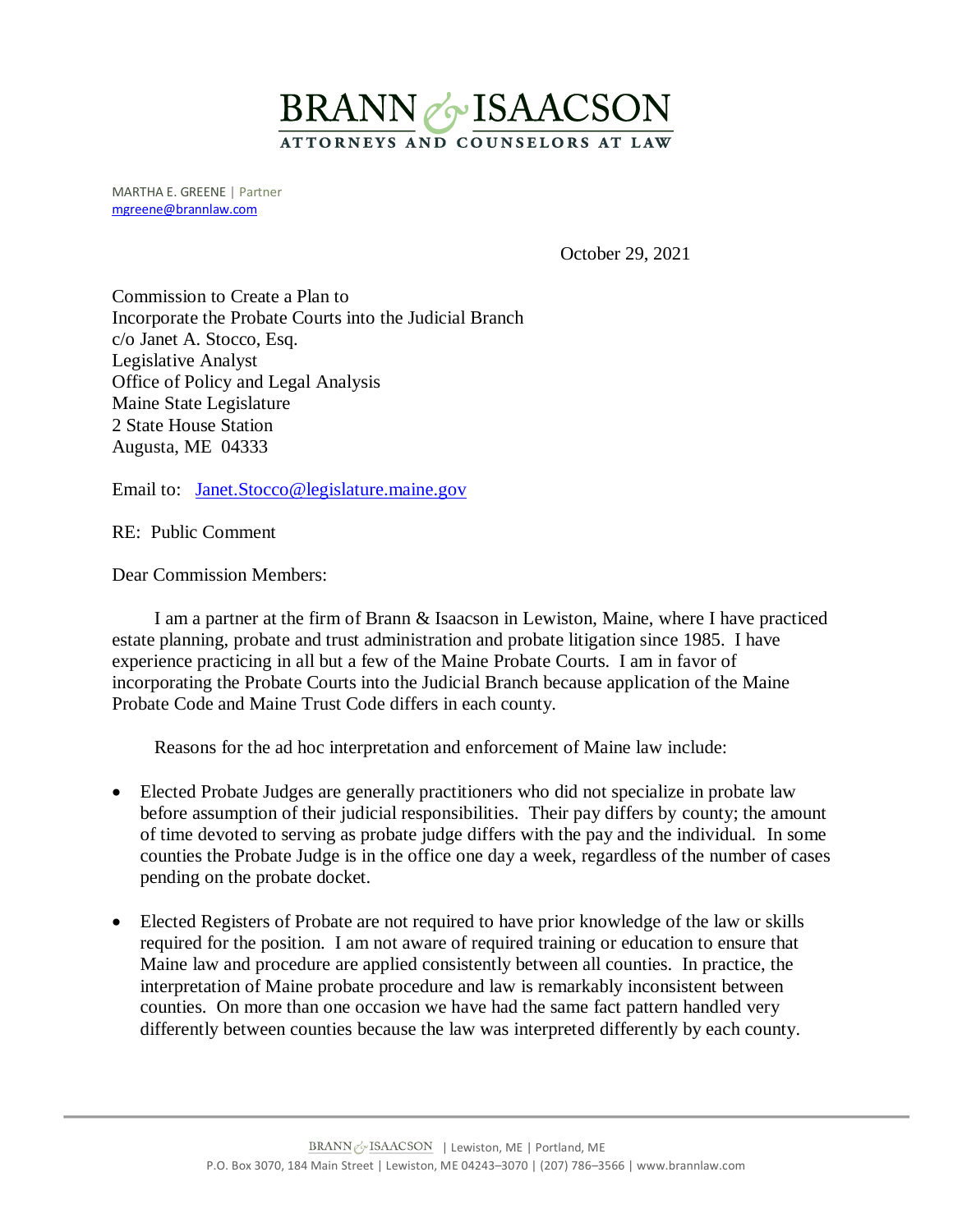# BRANN & ISAACSON

ATTORNEYS AND COUNSELORS AT LAW

MARTHA E. GREENE | Partner
mgreene@brannlaw.com

October 29, 2021

Commission to Create a Plan to
Incorporate the Probate Courts into the Judicial Branch
c/o Janet A. Stocco, Esq.
Legislative Analyst
Office of Policy and Legal Analysis
Maine State Legislature
2 State House Station
Augusta, ME 04333

Email to: Janet.Stocco@legislature.maine.gov

RE: Public Comment

Dear Commission Members:

I am a partner at the firm of Brann & Isaacson in Lewiston, Maine, where I have practiced estate planning, probate and trust administration and probate litigation since 1985. I have experience practicing in all but a few of the Maine Probate Courts. I am in favor of incorporating the Probate Courts into the Judicial Branch because application of the Maine Probate Code and Maine Trust Code differs in each county.

Reasons for the ad hoc interpretation and enforcement of Maine law include:

- Elected Probate Judges are generally practitioners who did not specialize in probate law before assumption of their judicial responsibilities. Their pay differs by county; the amount of time devoted to serving as probate judge differs with the pay and the individual. In some counties the Probate Judge is in the office one day a week, regardless of the number of cases pending on the probate docket.

- Elected Registers of Probate are not required to have prior knowledge of the law or skills required for the position. I am not aware of required training or education to ensure that Maine law and procedure are applied consistently between all counties. In practice, the interpretation of Maine probate procedure and law is remarkably inconsistent between counties. On more than one occasion we have had the same fact pattern handled very differently between counties because the law was interpreted differently by each county.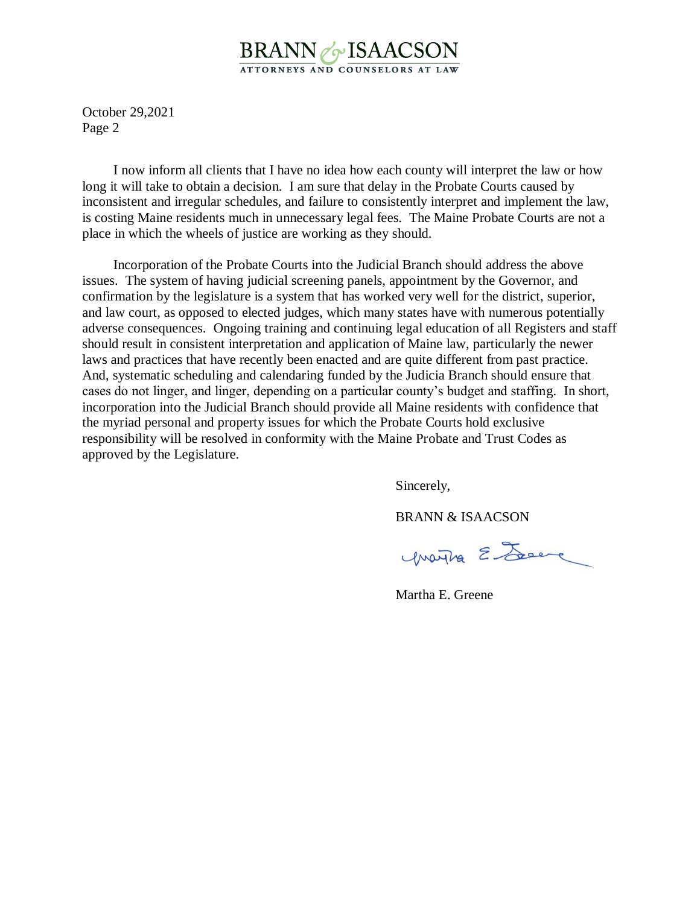I now inform all clients that I have no idea how each county will interpret the law or how long it will take to obtain a decision. I am sure that delay in the Probate Courts caused by inconsistent and irregular schedules, and failure to consistently interpret and implement the law, is costing Maine residents much in unnecessary legal fees. The Maine Probate Courts are not a place in which the wheels of justice are working as they should.

Incorporation of the Probate Courts into the Judicial Branch should address the above issues. The system of having judicial screening panels, appointment by the Governor, and confirmation by the legislature is a system that has worked very well for the district, superior, and law court, as opposed to elected judges, which many states have with numerous potentially adverse consequences. Ongoing training and continuing legal education of all Registers and staff should result in consistent interpretation and application of Maine law, particularly the newer laws and practices that have recently been enacted and are quite different from past practice. And, systematic scheduling and calendaring funded by the Judicia Branch should ensure that cases do not linger, and linger, depending on a particular county's budget and staffing. In short, incorporation into the Judicial Branch should provide all Maine residents with confidence that the myriad personal and property issues for which the Probate Courts hold exclusive responsibility will be resolved in conformity with the Maine Probate and Trust Codes as approved by the Legislature.

Sincerely,

BRANN & ISAACSON

Martha E. Greene

Martha E. Greene